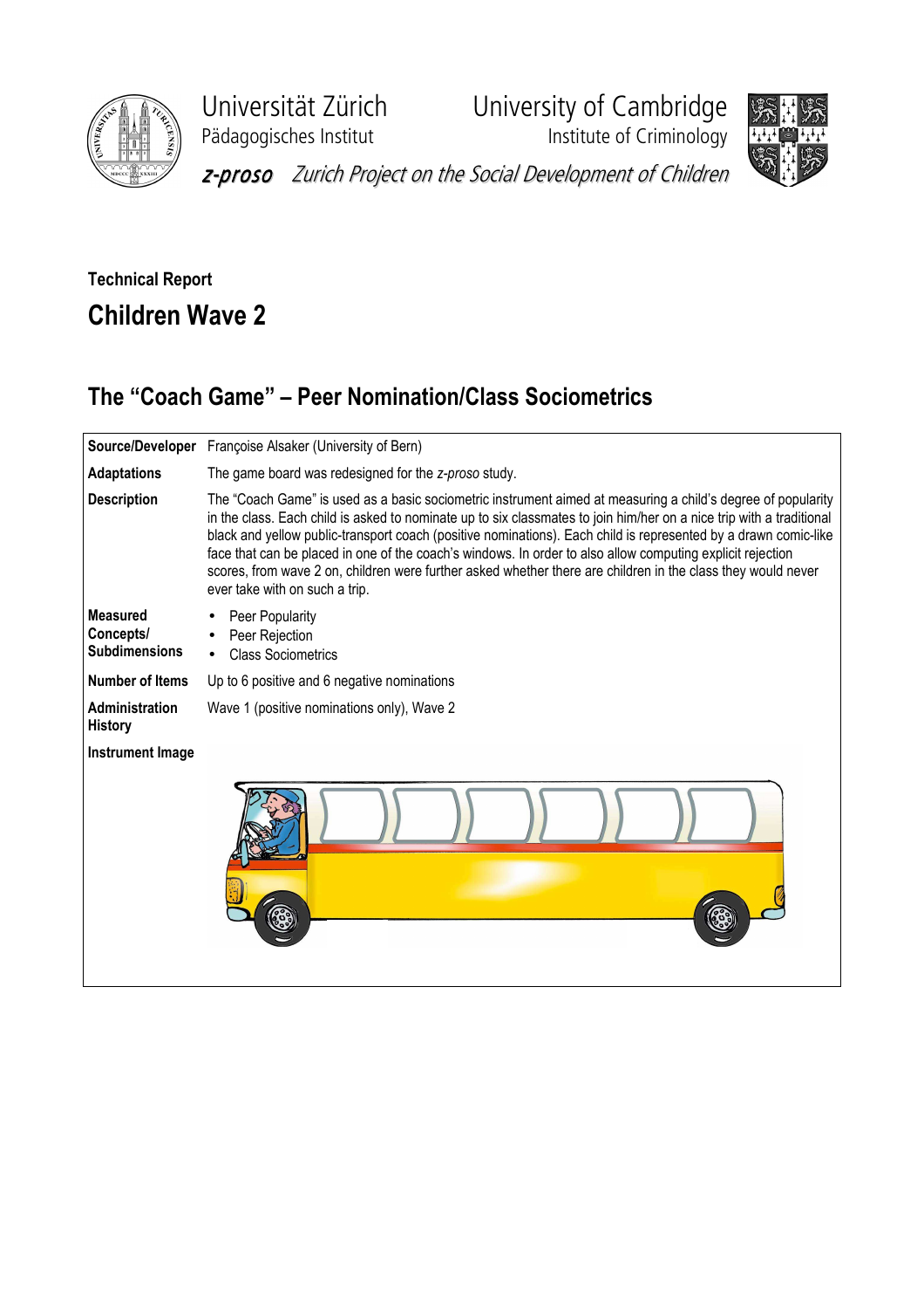Universität Zürich
Pädagogisches Institut

University of Cambridge
Institute of Criminology

*z-proso* *Zurich Project on the Social Development of Children*

**Technical Report**

# Children Wave 2

## The "Coach Game" – Peer Nomination/Class Sociometrics

| | |
|---|---|
| **Source/Developer** | Françoise Alsaker (University of Bern) |
| **Adaptations** | The game board was redesigned for the *z-proso* study. |
| **Description** | The "Coach Game" is used as a basic sociometric instrument aimed at measuring a child's degree of popularity in the class. Each child is asked to nominate up to six classmates to join him/her on a nice trip with a traditional black and yellow public-transport coach (positive nominations). Each child is represented by a drawn comic-like face that can be placed in one of the coach's windows. In order to also allow computing explicit rejection scores, from wave 2 on, children were further asked whether there are children in the class they would never ever take with on such a trip. |
| **Measured Concepts/ Subdimensions** | • Peer Popularity<br>• Peer Rejection<br>• Class Sociometrics |
| **Number of Items** | Up to 6 positive and 6 negative nominations |
| **Administration History** | Wave 1 (positive nominations only), Wave 2 |
| **Instrument Image** | |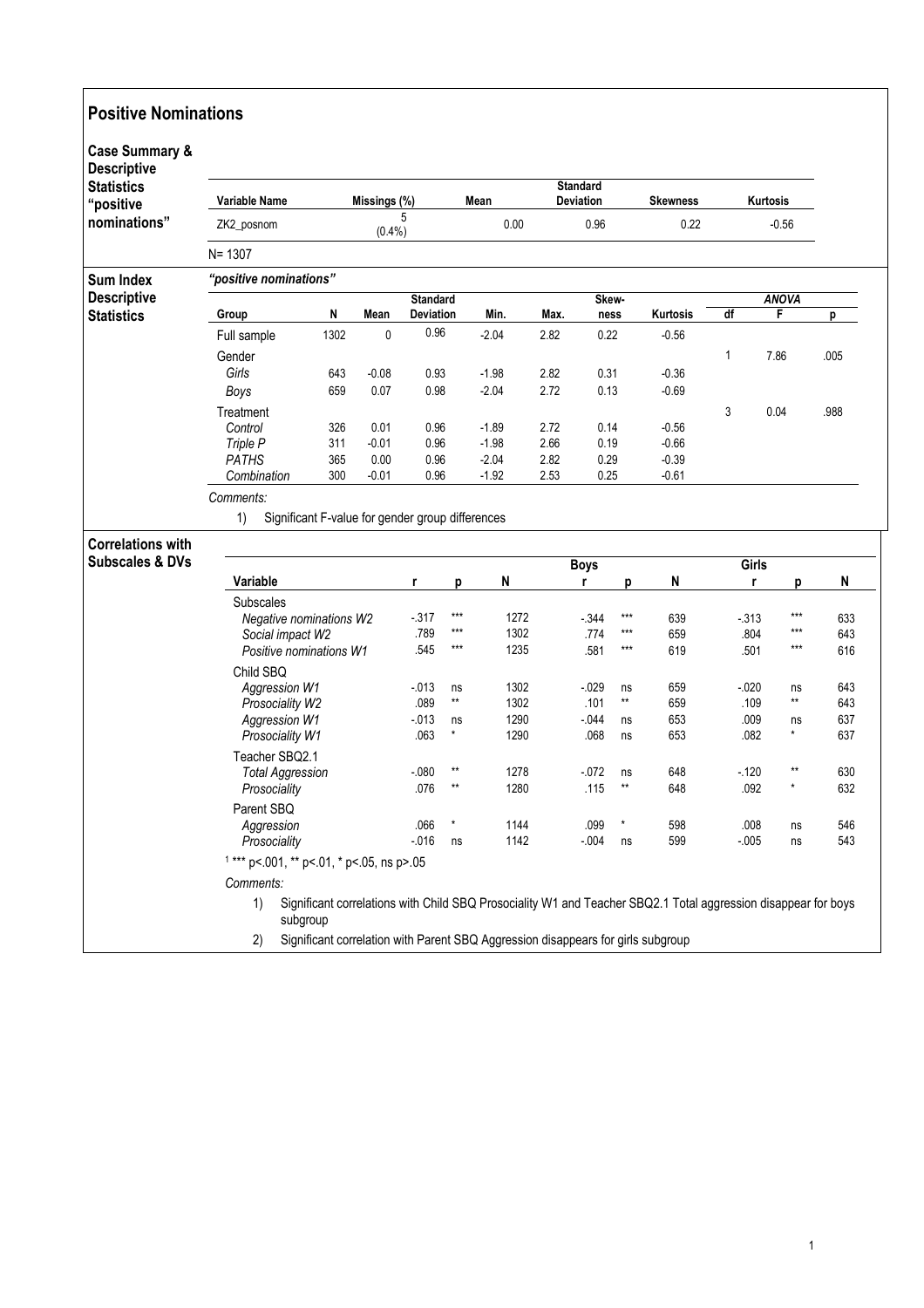# Positive Nominations

## Case Summary & Descriptive Statistics "positive nominations"

| Variable Name | Missings (%) | Mean | Standard Deviation | Skewness | Kurtosis |
|---|---|---|---|---|---|
| ZK2_posnom | 5 (0.4%) | 0.00 | 0.96 | 0.22 | -0.56 |

N= 1307

## Sum Index Descriptive Statistics

*"positive nominations"*

| Group | N | Mean | Standard Deviation | Min. | Max. | Skew-ness | Kurtosis | ANOVA df | ANOVA F | ANOVA p |
|---|---|---|---|---|---|---|---|---|---|---|
| Full sample | 1302 | 0 | 0.96 | -2.04 | 2.82 | 0.22 | -0.56 | | | |
| Gender | | | | | | | | 1 | 7.86 | .005 |
| *Girls* | 643 | -0.08 | 0.93 | -1.98 | 2.82 | 0.31 | -0.36 | | | |
| *Boys* | 659 | 0.07 | 0.98 | -2.04 | 2.72 | 0.13 | -0.69 | | | |
| Treatment | | | | | | | | 3 | 0.04 | .988 |
| *Control* | 326 | 0.01 | 0.96 | -1.89 | 2.72 | 0.14 | -0.56 | | | |
| *Triple P* | 311 | -0.01 | 0.96 | -1.98 | 2.66 | 0.19 | -0.66 | | | |
| *PATHS* | 365 | 0.00 | 0.96 | -2.04 | 2.82 | 0.29 | -0.39 | | | |
| *Combination* | 300 | -0.01 | 0.96 | -1.92 | 2.53 | 0.25 | -0.61 | | | |

*Comments:*

1) Significant F-value for gender group differences

## Correlations with Subscales & DVs

| Variable | r | p | N | Boys r | Boys p | Boys N | Girls r | Girls p | Girls N |
|---|---|---|---|---|---|---|---|---|---|
| Subscales | | | | | | | | | |
| *Negative nominations W2* | -.317 | *** | 1272 | -.344 | *** | 639 | -.313 | *** | 633 |
| *Social impact W2* | .789 | *** | 1302 | .774 | *** | 659 | .804 | *** | 643 |
| *Positive nominations W1* | .545 | *** | 1235 | .581 | *** | 619 | .501 | *** | 616 |
| Child SBQ | | | | | | | | | |
| *Aggression W1* | -.013 | ns | 1302 | -.029 | ns | 659 | -.020 | ns | 643 |
| *Prosociality W2* | .089 | ** | 1302 | .101 | ** | 659 | .109 | ** | 643 |
| *Aggression W1* | -.013 | ns | 1290 | -.044 | ns | 653 | .009 | ns | 637 |
| *Prosociality W1* | .063 | * | 1290 | .068 | ns | 653 | .082 | * | 637 |
| Teacher SBQ2.1 | | | | | | | | | |
| *Total Aggression* | -.080 | ** | 1278 | -.072 | ns | 648 | -.120 | ** | 630 |
| *Prosociality* | .076 | ** | 1280 | .115 | ** | 648 | .092 | * | 632 |
| Parent SBQ | | | | | | | | | |
| *Aggression* | .066 | * | 1144 | .099 | * | 598 | .008 | ns | 546 |
| *Prosociality* | -.016 | ns | 1142 | -.004 | ns | 599 | -.005 | ns | 543 |

[1] *** p<.001, ** p<.01, * p<.05, ns p>.05

*Comments:*

1) Significant correlations with Child SBQ Prosociality W1 and Teacher SBQ2.1 Total aggression disappear for boys subgroup
2) Significant correlation with Parent SBQ Aggression disappears for girls subgroup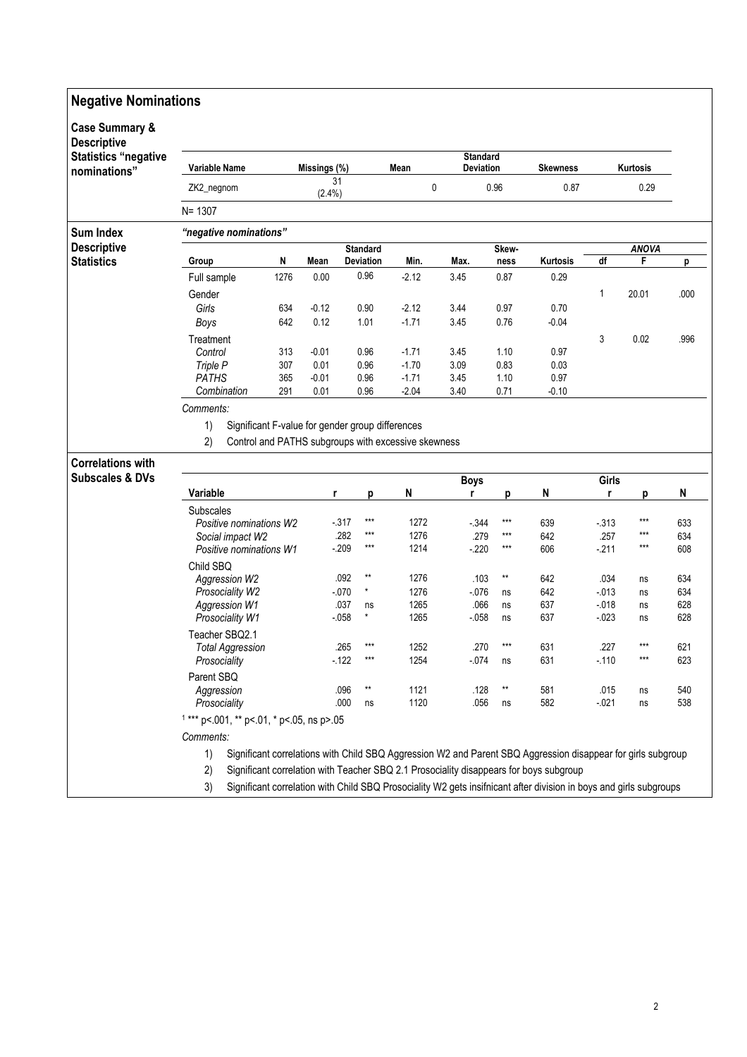## Negative Nominations

### Case Summary & Descriptive Statistics "negative nominations"

| Variable Name | Missings (%) | Mean | Standard Deviation | Skewness | Kurtosis |
|---|---|---|---|---|---|
| ZK2_negnom | 31 (2.4%) | 0 | 0.96 | 0.87 | 0.29 |

N= 1307

### Sum Index Descriptive Statistics

*"negative nominations"*

| Group | N | Mean | Standard Deviation | Min. | Max. | Skewness | Kurtosis | ANOVA df | F | p |
|---|---|---|---|---|---|---|---|---|---|---|
| Full sample | 1276 | 0.00 | 0.96 | -2.12 | 3.45 | 0.87 | 0.29 | | | |
| Gender | | | | | | | | 1 | 20.01 | .000 |
| *Girls* | 634 | -0.12 | 0.90 | -2.12 | 3.44 | 0.97 | 0.70 | | | |
| *Boys* | 642 | 0.12 | 1.01 | -1.71 | 3.45 | 0.76 | -0.04 | | | |
| Treatment | | | | | | | | 3 | 0.02 | .996 |
| *Control* | 313 | -0.01 | 0.96 | -1.71 | 3.45 | 1.10 | 0.97 | | | |
| *Triple P* | 307 | 0.01 | 0.96 | -1.70 | 3.09 | 0.83 | 0.03 | | | |
| *PATHS* | 365 | -0.01 | 0.96 | -1.71 | 3.45 | 1.10 | 0.97 | | | |
| *Combination* | 291 | 0.01 | 0.96 | -2.04 | 3.40 | 0.71 | -0.10 | | | |

*Comments:*

1) Significant F-value for gender group differences
2) Control and PATHS subgroups with excessive skewness

### Correlations with Subscales & DVs

| Variable | r | p | N | Boys r | p | N | Girls r | p | N |
|---|---|---|---|---|---|---|---|---|---|
| Subscales | | | | | | | | | |
| *Positive nominations W2* | -.317 | *** | 1272 | -.344 | *** | 639 | -.313 | *** | 633 |
| *Social impact W2* | .282 | *** | 1276 | .279 | *** | 642 | .257 | *** | 634 |
| *Positive nominations W1* | -.209 | *** | 1214 | -.220 | *** | 606 | -.211 | *** | 608 |
| Child SBQ | | | | | | | | | |
| *Aggression W2* | .092 | ** | 1276 | .103 | ** | 642 | .034 | ns | 634 |
| *Prosociality W2* | -.070 | * | 1276 | -.076 | ns | 642 | -.013 | ns | 634 |
| *Aggression W1* | .037 | ns | 1265 | .066 | ns | 637 | -.018 | ns | 628 |
| *Prosociality W1* | -.058 | * | 1265 | -.058 | ns | 637 | -.023 | ns | 628 |
| Teacher SBQ2.1 | | | | | | | | | |
| *Total Aggression* | .265 | *** | 1252 | .270 | *** | 631 | .227 | *** | 621 |
| *Prosociality* | -.122 | *** | 1254 | -.074 | ns | 631 | -.110 | *** | 623 |
| Parent SBQ | | | | | | | | | |
| *Aggression* | .096 | ** | 1121 | .128 | ** | 581 | .015 | ns | 540 |
| *Prosociality* | .000 | ns | 1120 | .056 | ns | 582 | -.021 | ns | 538 |

[1] *** p<.001, ** p<.01, * p<.05, ns p>.05

*Comments:*

1) Significant correlations with Child SBQ Aggression W2 and Parent SBQ Aggression disappear for girls subgroup
2) Significant correlation with Teacher SBQ 2.1 Prosociality disappears for boys subgroup
3) Significant correlation with Child SBQ Prosociality W2 gets insifnicant after division in boys and girls subgroups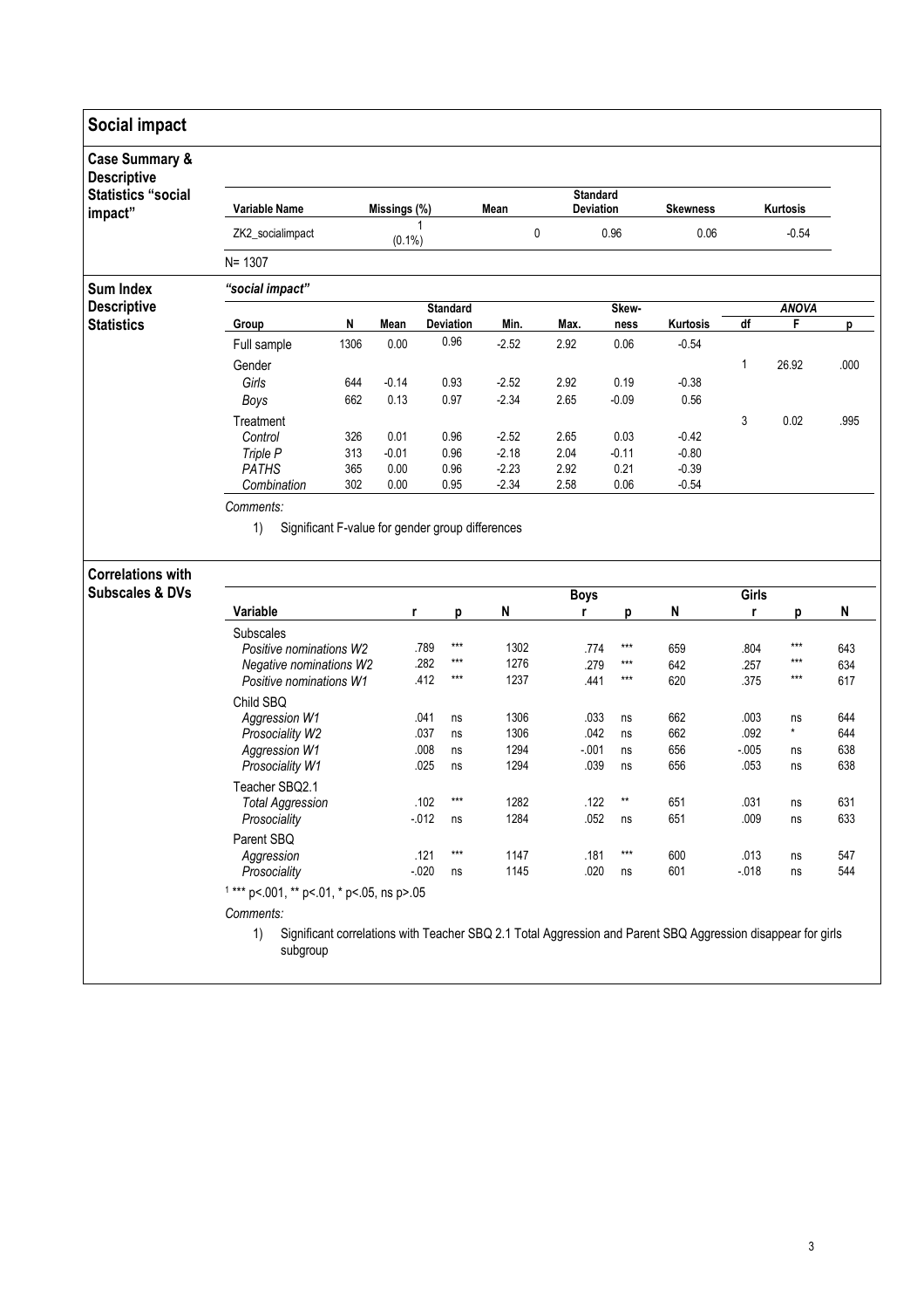## Social impact

### Case Summary & Descriptive Statistics "social impact"

| Variable Name | Missings (%) | Mean | Standard Deviation | Skewness | Kurtosis |
|---|---|---|---|---|---|
| ZK2_socialimpact | 1 (0.1%) | 0 | 0.96 | 0.06 | -0.54 |

N= 1307

### Sum Index Descriptive Statistics

*"social impact"*

| Group | N | Mean | Standard Deviation | Min. | Max. | Skew-ness | Kurtosis | ANOVA df | ANOVA F | ANOVA p |
|---|---|---|---|---|---|---|---|---|---|---|
| Full sample | 1306 | 0.00 | 0.96 | -2.52 | 2.92 | 0.06 | -0.54 | | | |
| Gender | | | | | | | | 1 | 26.92 | .000 |
| *Girls* | 644 | -0.14 | 0.93 | -2.52 | 2.92 | 0.19 | -0.38 | | | |
| *Boys* | 662 | 0.13 | 0.97 | -2.34 | 2.65 | -0.09 | 0.56 | | | |
| Treatment | | | | | | | | 3 | 0.02 | .995 |
| *Control* | 326 | 0.01 | 0.96 | -2.52 | 2.65 | 0.03 | -0.42 | | | |
| *Triple P* | 313 | -0.01 | 0.96 | -2.18 | 2.04 | -0.11 | -0.80 | | | |
| *PATHS* | 365 | 0.00 | 0.96 | -2.23 | 2.92 | 0.21 | -0.39 | | | |
| *Combination* | 302 | 0.00 | 0.95 | -2.34 | 2.58 | 0.06 | -0.54 | | | |

*Comments:*

1) Significant F-value for gender group differences

### Correlations with Subscales & DVs

| Variable | r | p | N | Boys r | Boys p | Boys N | Girls r | Girls p | Girls N |
|---|---|---|---|---|---|---|---|---|---|
| Subscales | | | | | | | | | |
| *Positive nominations W2* | .789 | *** | 1302 | .774 | *** | 659 | .804 | *** | 643 |
| *Negative nominations W2* | .282 | *** | 1276 | .279 | *** | 642 | .257 | *** | 634 |
| *Positive nominations W1* | .412 | *** | 1237 | .441 | *** | 620 | .375 | *** | 617 |
| Child SBQ | | | | | | | | | |
| *Aggression W1* | .041 | ns | 1306 | .033 | ns | 662 | .003 | ns | 644 |
| *Prosociality W2* | .037 | ns | 1306 | .042 | ns | 662 | .092 | * | 644 |
| *Aggression W1* | .008 | ns | 1294 | -.001 | ns | 656 | -.005 | ns | 638 |
| *Prosociality W1* | .025 | ns | 1294 | .039 | ns | 656 | .053 | ns | 638 |
| Teacher SBQ2.1 | | | | | | | | | |
| *Total Aggression* | .102 | *** | 1282 | .122 | ** | 651 | .031 | ns | 631 |
| *Prosociality* | -.012 | ns | 1284 | .052 | ns | 651 | .009 | ns | 633 |
| Parent SBQ | | | | | | | | | |
| *Aggression* | .121 | *** | 1147 | .181 | *** | 600 | .013 | ns | 547 |
| *Prosociality* | -.020 | ns | 1145 | .020 | ns | 601 | -.018 | ns | 544 |

[1] *** p<.001, ** p<.01, * p<.05, ns p>.05

*Comments:*

1) Significant correlations with Teacher SBQ 2.1 Total Aggression and Parent SBQ Aggression disappear for girls subgroup